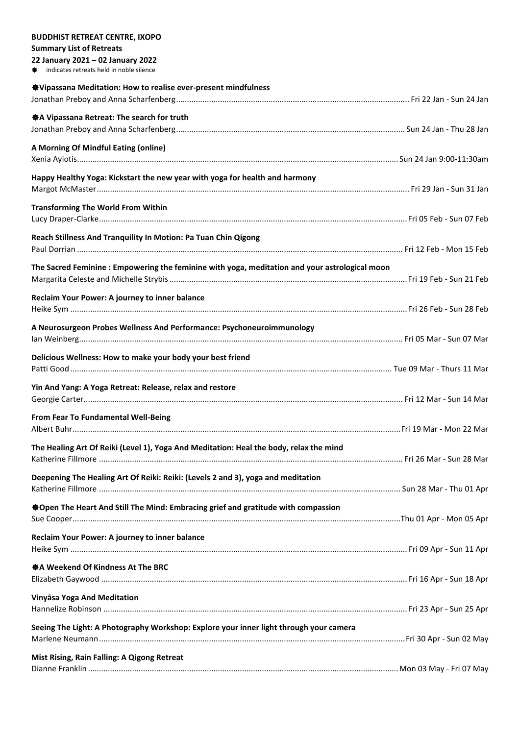**BUDDHIST RETREAT CENTRE, IXOPO**

**Summary List of Retreats**

**22 January 2021 – 02 January 2022**

❋ indicates retreats held in noble silence

**❋Vipassana Meditation: How to realise ever-present mindfulness**
Jonathan Preboy and Anna Scharfenberg ........ Fri 22 Jan - Sun 24 Jan

**❋A Vipassana Retreat: The search for truth**
Jonathan Preboy and Anna Scharfenberg ........ Sun 24 Jan - Thu 28 Jan

**A Morning Of Mindful Eating (online)**
Xenia Ayiotis ........ Sun 24 Jan 9:00-11:30am

**Happy Healthy Yoga: Kickstart the new year with yoga for health and harmony**
Margot McMaster ........ Fri 29 Jan - Sun 31 Jan

**Transforming The World From Within**
Lucy Draper-Clarke ........ Fri 05 Feb - Sun 07 Feb

**Reach Stillness And Tranquility In Motion: Pa Tuan Chin Qigong**
Paul Dorrian ........ Fri 12 Feb - Mon 15 Feb

**The Sacred Feminine : Empowering the feminine with yoga, meditation and your astrological moon**
Margarita Celeste and Michelle Strybis ........ Fri 19 Feb - Sun 21 Feb

**Reclaim Your Power: A journey to inner balance**
Heike Sym ........ Fri 26 Feb - Sun 28 Feb

**A Neurosurgeon Probes Wellness And Performance: Psychoneuroimmunology**
Ian Weinberg ........ Fri 05 Mar - Sun 07 Mar

**Delicious Wellness: How to make your body your best friend**
Patti Good ........ Tue 09 Mar - Thurs 11 Mar

**Yin And Yang: A Yoga Retreat: Release, relax and restore**
Georgie Carter ........ Fri 12 Mar - Sun 14 Mar

**From Fear To Fundamental Well-Being**
Albert Buhr ........ Fri 19 Mar - Mon 22 Mar

**The Healing Art Of Reiki (Level 1), Yoga And Meditation: Heal the body, relax the mind**
Katherine Fillmore ........ Fri 26 Mar - Sun 28 Mar

**Deepening The Healing Art Of Reiki: Reiki: (Levels 2 and 3), yoga and meditation**
Katherine Fillmore ........ Sun 28 Mar - Thu 01 Apr

**❋Open The Heart And Still The Mind: Embracing grief and gratitude with compassion**
Sue Cooper ........ Thu 01 Apr - Mon 05 Apr

**Reclaim Your Power: A journey to inner balance**
Heike Sym ........ Fri 09 Apr - Sun 11 Apr

**❋A Weekend Of Kindness At The BRC**
Elizabeth Gaywood ........ Fri 16 Apr - Sun 18 Apr

**Vinyāsa Yoga And Meditation**
Hannelize Robinson ........ Fri 23 Apr - Sun 25 Apr

**Seeing The Light: A Photography Workshop: Explore your inner light through your camera**
Marlene Neumann ........ Fri 30 Apr - Sun 02 May

**Mist Rising, Rain Falling: A Qigong Retreat**
Dianne Franklin ........ Mon 03 May - Fri 07 May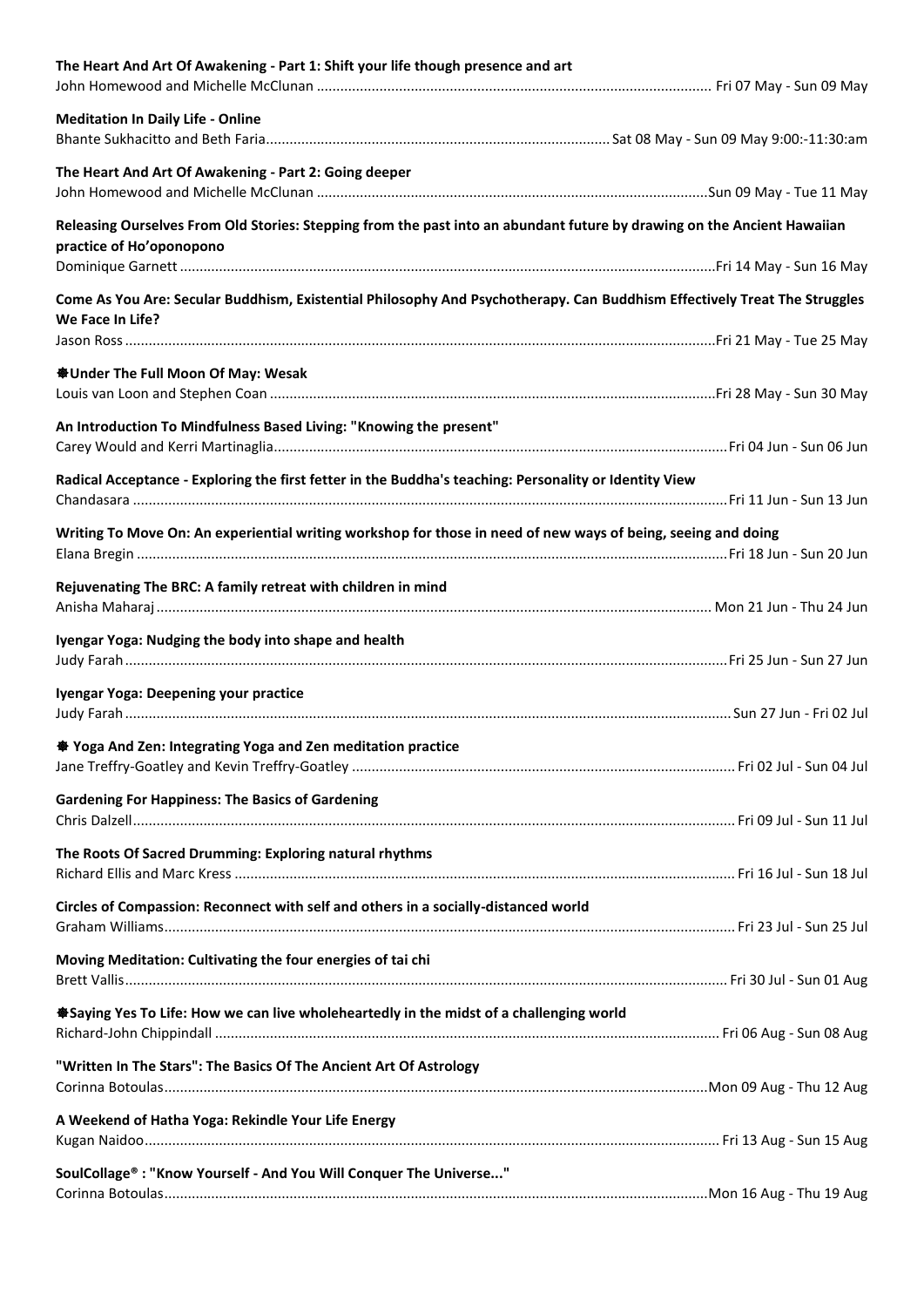**The Heart And Art Of Awakening - Part 1: Shift your life though presence and art**
John Homewood and Michelle McClunan .................................................................................................. Fri 07 May - Sun 09 May

**Meditation In Daily Life - Online**
Bhante Sukhacitto and Beth Faria....................................................................................... Sat 08 May - Sun 09 May 9:00:-11:30:am

**The Heart And Art Of Awakening - Part 2: Going deeper**
John Homewood and Michelle McClunan ..................................................................................................Sun 09 May - Tue 11 May

**Releasing Ourselves From Old Stories: Stepping from the past into an abundant future by drawing on the Ancient Hawaiian practice of Ho'oponopono**
Dominique Garnett .......................................................................................................................................Fri 14 May - Sun 16 May

**Come As You Are: Secular Buddhism, Existential Philosophy And Psychotherapy. Can Buddhism Effectively Treat The Struggles We Face In Life?**
Jason Ross ....................................................................................................................................................Fri 21 May - Tue 25 May

**✸Under The Full Moon Of May: Wesak**
Louis van Loon and Stephen Coan ................................................................................................................Fri 28 May - Sun 30 May

**An Introduction To Mindfulness Based Living: "Knowing the present"**
Carey Would and Kerri Martinaglia..................................................................................................................Fri 04 Jun - Sun 06 Jun

**Radical Acceptance - Exploring the first fetter in the Buddha's teaching: Personality or Identity View**
Chandasara .....................................................................................................................................................Fri 11 Jun - Sun 13 Jun

**Writing To Move On: An experiential writing workshop for those in need of new ways of being, seeing and doing**
Elana Bregin ....................................................................................................................................................Fri 18 Jun - Sun 20 Jun

**Rejuvenating The BRC: A family retreat with children in mind**
Anisha Maharaj ............................................................................................................................................ Mon 21 Jun - Thu 24 Jun

**Iyengar Yoga: Nudging the body into shape and health**
Judy Farah .......................................................................................................................................................Fri 25 Jun - Sun 27 Jun

**Iyengar Yoga: Deepening your practice**
Judy Farah ....................................................................................................................................................... Sun 27 Jun - Fri 02 Jul

**✸ Yoga And Zen: Integrating Yoga and Zen meditation practice**
Jane Treffry-Goatley and Kevin Treffry-Goatley ................................................................................................ Fri 02 Jul - Sun 04 Jul

**Gardening For Happiness: The Basics of Gardening**
Chris Dalzell...................................................................................................................................................... Fri 09 Jul - Sun 11 Jul

**The Roots Of Sacred Drumming: Exploring natural rhythms**
Richard Ellis and Marc Kress ............................................................................................................................. Fri 16 Jul - Sun 18 Jul

**Circles of Compassion: Reconnect with self and others in a socially-distanced world**
Graham Williams................................................................................................................................................ Fri 23 Jul - Sun 25 Jul

**Moving Meditation: Cultivating the four energies of tai chi**
Brett Vallis........................................................................................................................................................ Fri 30 Jul - Sun 01 Aug

**✸Saying Yes To Life: How we can live wholeheartedly in the midst of a challenging world**
Richard-John Chippindall ............................................................................................................................... Fri 06 Aug - Sun 08 Aug

**"Written In The Stars": The Basics Of The Ancient Art Of Astrology**
Corinna Botoulas.........................................................................................................................................Mon 09 Aug - Thu 12 Aug

**A Weekend of Hatha Yoga: Rekindle Your Life Energy**
Kugan Naidoo................................................................................................................................................ Fri 13 Aug - Sun 15 Aug

**SoulCollage® : "Know Yourself - And You Will Conquer The Universe..."**
Corinna Botoulas.........................................................................................................................................Mon 16 Aug - Thu 19 Aug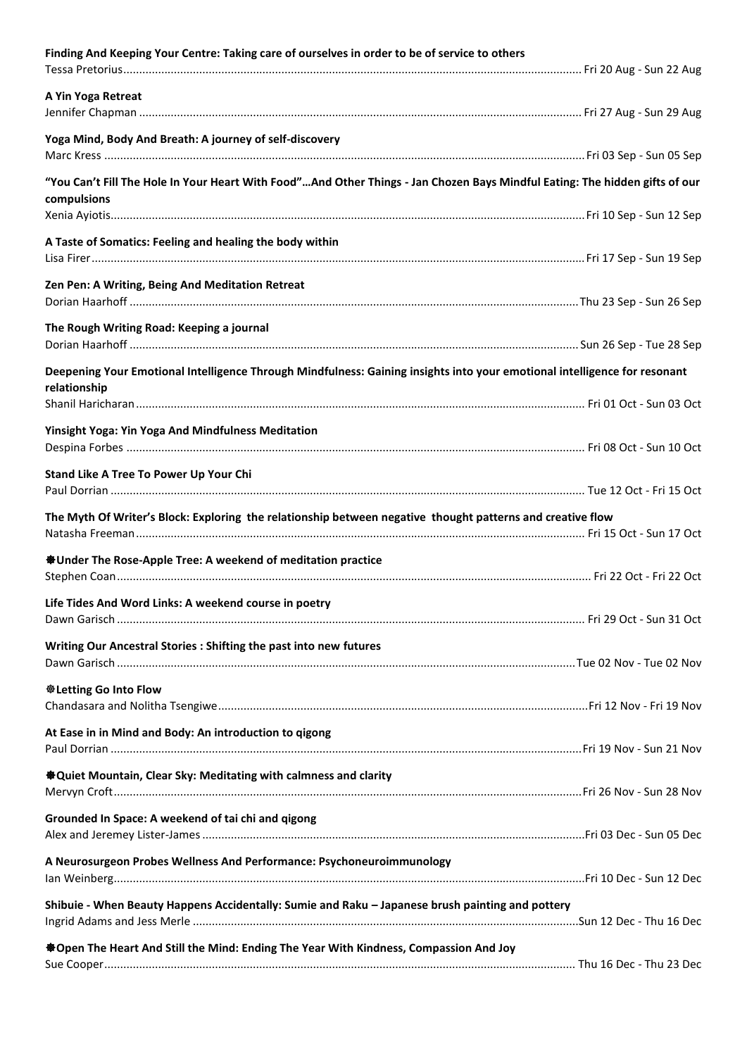**Finding And Keeping Your Centre: Taking care of ourselves in order to be of service to others**
Tessa Pretorius................................................................................................................................................ Fri 20 Aug - Sun 22 Aug

**A Yin Yoga Retreat**
Jennifer Chapman ........................................................................................................................................... Fri 27 Aug - Sun 29 Aug

**Yoga Mind, Body And Breath: A journey of self-discovery**
Marc Kress ........................................................................................................................................................Fri 03 Sep - Sun 05 Sep

**"You Can't Fill The Hole In Your Heart With Food"…And Other Things - Jan Chozen Bays Mindful Eating: The hidden gifts of our compulsions**
Xenia Ayiotis.....................................................................................................................................................Fri 10 Sep - Sun 12 Sep

**A Taste of Somatics: Feeling and healing the body within**
Lisa Firer...........................................................................................................................................................Fri 17 Sep - Sun 19 Sep

**Zen Pen: A Writing, Being And Meditation Retreat**
Dorian Haarhoff .............................................................................................................................................Thu 23 Sep - Sun 26 Sep

**The Rough Writing Road: Keeping a journal**
Dorian Haarhoff ............................................................................................................................................. Sun 26 Sep - Tue 28 Sep

**Deepening Your Emotional Intelligence Through Mindfulness: Gaining insights into your emotional intelligence for resonant relationship**
Shanil Haricharan............................................................................................................................................ Fri 01 Oct - Sun 03 Oct

**Yinsight Yoga: Yin Yoga And Mindfulness Meditation**
Despina Forbes ............................................................................................................................................... Fri 08 Oct - Sun 10 Oct

**Stand Like A Tree To Power Up Your Chi**
Paul Dorrian ..................................................................................................................................................... Tue 12 Oct - Fri 15 Oct

**The Myth Of Writer's Block: Exploring the relationship between negative thought patterns and creative flow**
Natasha Freeman............................................................................................................................................. Fri 15 Oct - Sun 17 Oct

**❋Under The Rose-Apple Tree: A weekend of meditation practice**
Stephen Coan..................................................................................................................................................... Fri 22 Oct - Fri 22 Oct

**Life Tides And Word Links: A weekend course in poetry**
Dawn Garisch ................................................................................................................................................... Fri 29 Oct - Sun 31 Oct

**Writing Our Ancestral Stories : Shifting the past into new futures**
Dawn Garisch ..................................................................................................................................................Tue 02 Nov - Tue 02 Nov

**☸Letting Go Into Flow**
Chandasara and Nolitha Tsengiwe.....................................................................................................................Fri 12 Nov - Fri 19 Nov

**At Ease in in Mind and Body: An introduction to qigong**
Paul Dorrian .....................................................................................................................................................Fri 19 Nov - Sun 21 Nov

**❋Quiet Mountain, Clear Sky: Meditating with calmness and clarity**
Mervyn Croft....................................................................................................................................................Fri 26 Nov - Sun 28 Nov

**Grounded In Space: A weekend of tai chi and qigong**
Alex and Jeremey Lister-James .........................................................................................................................Fri 03 Dec - Sun 05 Dec

**A Neurosurgeon Probes Wellness And Performance: Psychoneuroimmunology**
Ian Weinberg.....................................................................................................................................................Fri 10 Dec - Sun 12 Dec

**Shibuie - When Beauty Happens Accidentally: Sumie and Raku – Japanese brush painting and pottery**
Ingrid Adams and Jess Merle ............................................................................................................................Sun 12 Dec - Thu 16 Dec

**❋Open The Heart And Still the Mind: Ending The Year With Kindness, Compassion And Joy**
Sue Cooper..................................................................................................................................................... Thu 16 Dec - Thu 23 Dec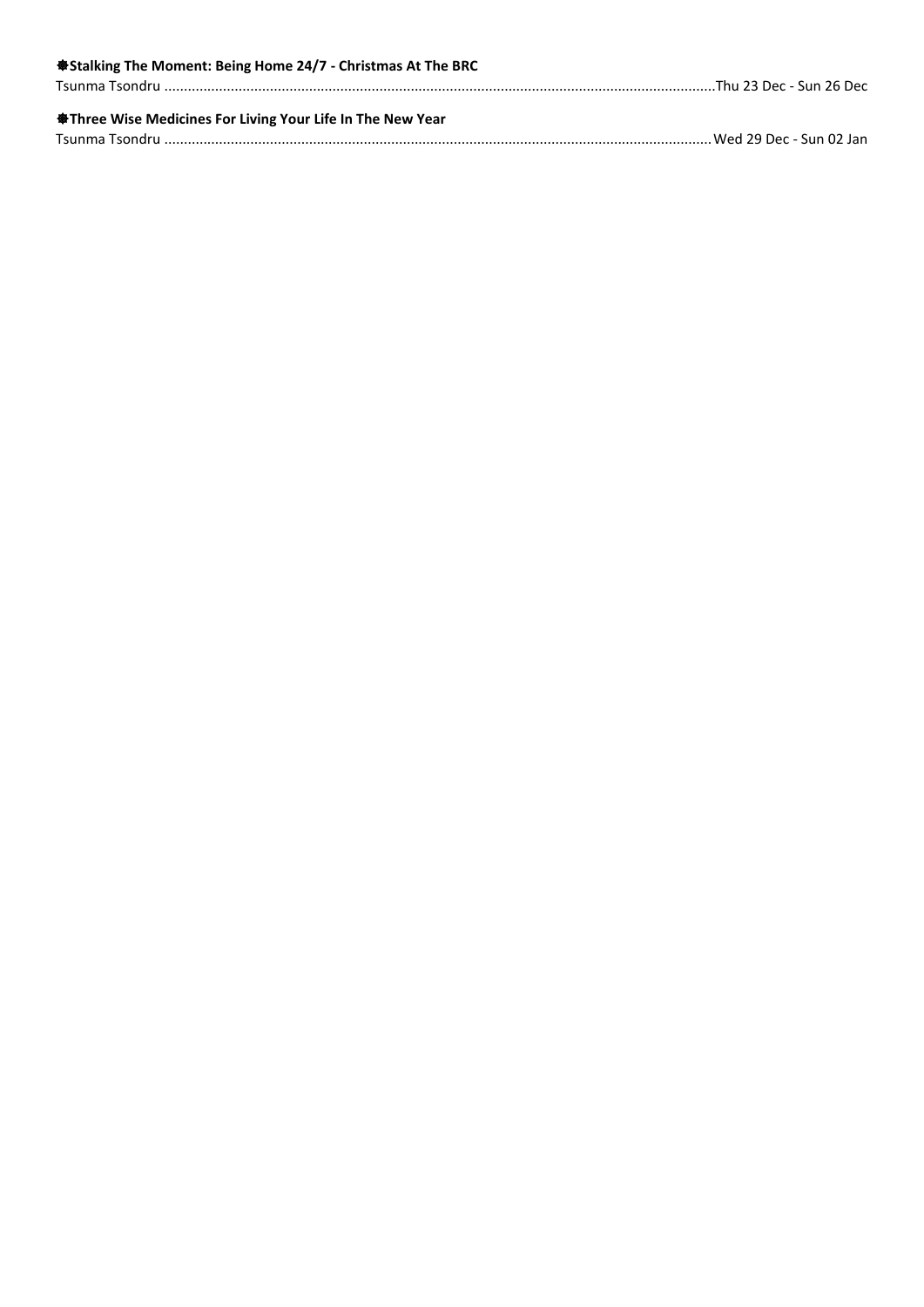**✵Stalking The Moment: Being Home 24/7 - Christmas At The BRC**

Tsunma Tsondru ............................................................................................................................................Thu 23 Dec - Sun 26 Dec

**✵Three Wise Medicines For Living Your Life In The New Year**

Tsunma Tsondru ............................................................................................................................................Wed 29 Dec - Sun 02 Jan